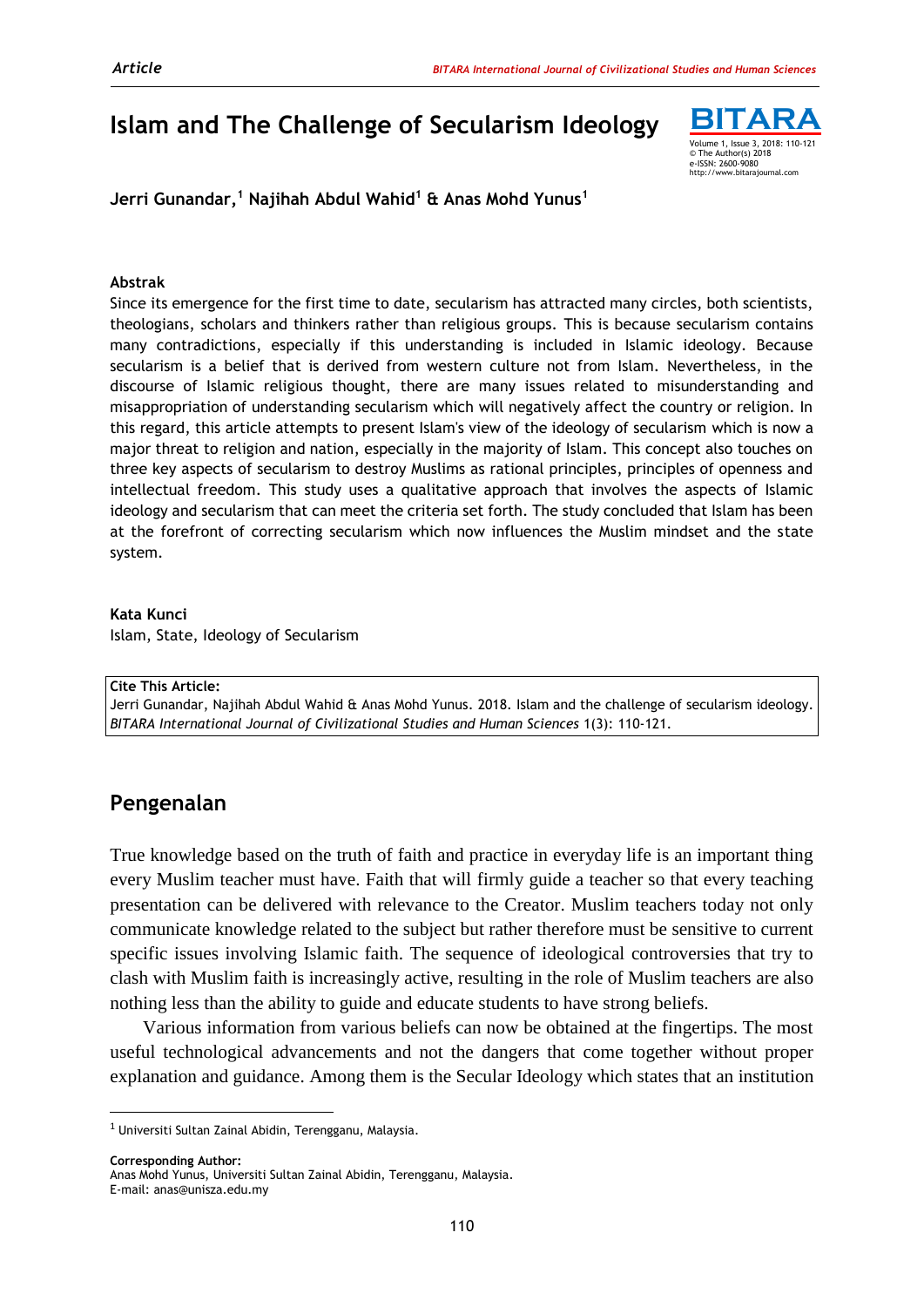# Islam and The Challenge of Secularism Ideology

**Jerri Gunandar,[1] Najihah Abdul Wahid[1] & Anas Mohd Yunus[1]**

**Abstrak**

Since its emergence for the first time to date, secularism has attracted many circles, both scientists, theologians, scholars and thinkers rather than religious groups. This is because secularism contains many contradictions, especially if this understanding is included in Islamic ideology. Because secularism is a belief that is derived from western culture not from Islam. Nevertheless, in the discourse of Islamic religious thought, there are many issues related to misunderstanding and misappropriation of understanding secularism which will negatively affect the country or religion. In this regard, this article attempts to present Islam's view of the ideology of secularism which is now a major threat to religion and nation, especially in the majority of Islam. This concept also touches on three key aspects of secularism to destroy Muslims as rational principles, principles of openness and intellectual freedom. This study uses a qualitative approach that involves the aspects of Islamic ideology and secularism that can meet the criteria set forth. The study concluded that Islam has been at the forefront of correcting secularism which now influences the Muslim mindset and the state system.

**Kata Kunci**

Islam, State, Ideology of Secularism

**Cite This Article:**
Jerri Gunandar, Najihah Abdul Wahid & Anas Mohd Yunus. 2018. Islam and the challenge of secularism ideology. *BITARA International Journal of Civilizational Studies and Human Sciences* 1(3): 110-121.

## Pengenalan

True knowledge based on the truth of faith and practice in everyday life is an important thing every Muslim teacher must have. Faith that will firmly guide a teacher so that every teaching presentation can be delivered with relevance to the Creator. Muslim teachers today not only communicate knowledge related to the subject but rather therefore must be sensitive to current specific issues involving Islamic faith. The sequence of ideological controversies that try to clash with Muslim faith is increasingly active, resulting in the role of Muslim teachers are also nothing less than the ability to guide and educate students to have strong beliefs.

Various information from various beliefs can now be obtained at the fingertips. The most useful technological advancements and not the dangers that come together without proper explanation and guidance. Among them is the Secular Ideology which states that an institution

---

[1] Universiti Sultan Zainal Abidin, Terengganu, Malaysia.

**Corresponding Author:**
Anas Mohd Yunus, Universiti Sultan Zainal Abidin, Terengganu, Malaysia.
E-mail: anas@unisza.edu.my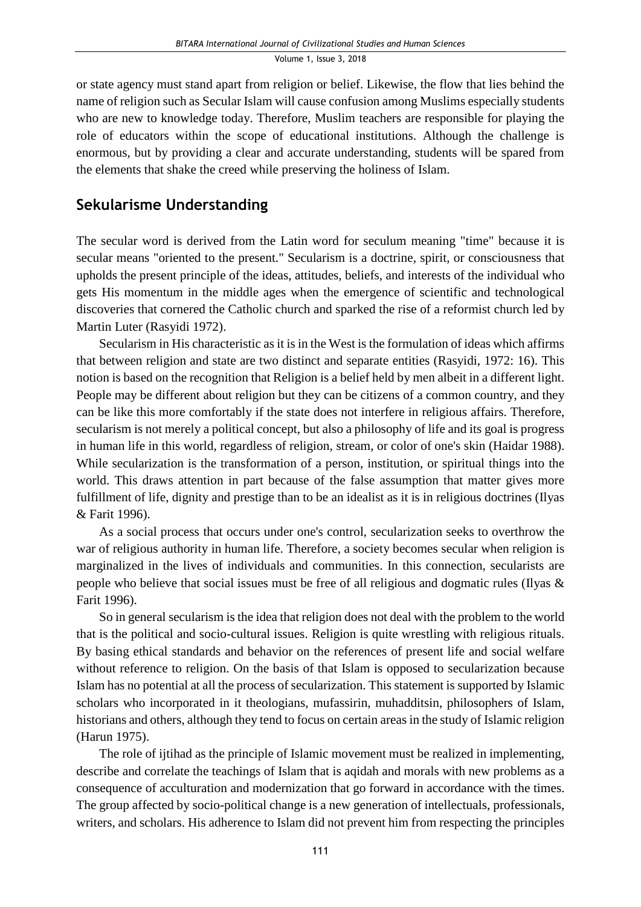or state agency must stand apart from religion or belief. Likewise, the flow that lies behind the name of religion such as Secular Islam will cause confusion among Muslims especially students who are new to knowledge today. Therefore, Muslim teachers are responsible for playing the role of educators within the scope of educational institutions. Although the challenge is enormous, but by providing a clear and accurate understanding, students will be spared from the elements that shake the creed while preserving the holiness of Islam.

## Sekularisme Understanding

The secular word is derived from the Latin word for seculum meaning "time" because it is secular means "oriented to the present." Secularism is a doctrine, spirit, or consciousness that upholds the present principle of the ideas, attitudes, beliefs, and interests of the individual who gets His momentum in the middle ages when the emergence of scientific and technological discoveries that cornered the Catholic church and sparked the rise of a reformist church led by Martin Luter (Rasyidi 1972).

Secularism in His characteristic as it is in the West is the formulation of ideas which affirms that between religion and state are two distinct and separate entities (Rasyidi, 1972: 16). This notion is based on the recognition that Religion is a belief held by men albeit in a different light. People may be different about religion but they can be citizens of a common country, and they can be like this more comfortably if the state does not interfere in religious affairs. Therefore, secularism is not merely a political concept, but also a philosophy of life and its goal is progress in human life in this world, regardless of religion, stream, or color of one's skin (Haidar 1988). While secularization is the transformation of a person, institution, or spiritual things into the world. This draws attention in part because of the false assumption that matter gives more fulfillment of life, dignity and prestige than to be an idealist as it is in religious doctrines (Ilyas & Farit 1996).

As a social process that occurs under one's control, secularization seeks to overthrow the war of religious authority in human life. Therefore, a society becomes secular when religion is marginalized in the lives of individuals and communities. In this connection, secularists are people who believe that social issues must be free of all religious and dogmatic rules (Ilyas & Farit 1996).

So in general secularism is the idea that religion does not deal with the problem to the world that is the political and socio-cultural issues. Religion is quite wrestling with religious rituals. By basing ethical standards and behavior on the references of present life and social welfare without reference to religion. On the basis of that Islam is opposed to secularization because Islam has no potential at all the process of secularization. This statement is supported by Islamic scholars who incorporated in it theologians, mufassirin, muhadditsin, philosophers of Islam, historians and others, although they tend to focus on certain areas in the study of Islamic religion (Harun 1975).

The role of ijtihad as the principle of Islamic movement must be realized in implementing, describe and correlate the teachings of Islam that is aqidah and morals with new problems as a consequence of acculturation and modernization that go forward in accordance with the times. The group affected by socio-political change is a new generation of intellectuals, professionals, writers, and scholars. His adherence to Islam did not prevent him from respecting the principles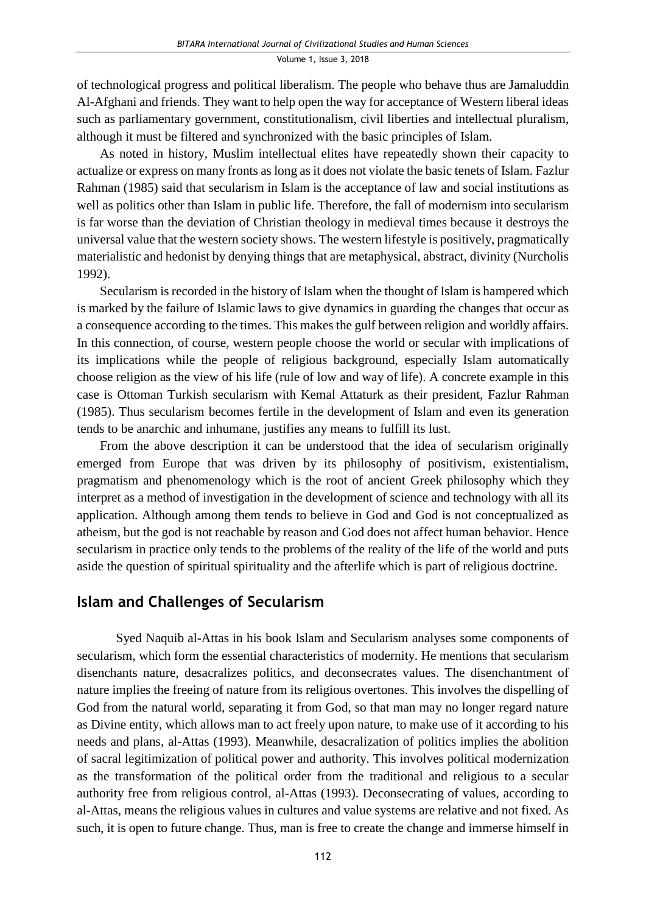of technological progress and political liberalism. The people who behave thus are Jamaluddin Al-Afghani and friends. They want to help open the way for acceptance of Western liberal ideas such as parliamentary government, constitutionalism, civil liberties and intellectual pluralism, although it must be filtered and synchronized with the basic principles of Islam.

As noted in history, Muslim intellectual elites have repeatedly shown their capacity to actualize or express on many fronts as long as it does not violate the basic tenets of Islam. Fazlur Rahman (1985) said that secularism in Islam is the acceptance of law and social institutions as well as politics other than Islam in public life. Therefore, the fall of modernism into secularism is far worse than the deviation of Christian theology in medieval times because it destroys the universal value that the western society shows. The western lifestyle is positively, pragmatically materialistic and hedonist by denying things that are metaphysical, abstract, divinity (Nurcholis 1992).

Secularism is recorded in the history of Islam when the thought of Islam is hampered which is marked by the failure of Islamic laws to give dynamics in guarding the changes that occur as a consequence according to the times. This makes the gulf between religion and worldly affairs. In this connection, of course, western people choose the world or secular with implications of its implications while the people of religious background, especially Islam automatically choose religion as the view of his life (rule of low and way of life). A concrete example in this case is Ottoman Turkish secularism with Kemal Attaturk as their president, Fazlur Rahman (1985). Thus secularism becomes fertile in the development of Islam and even its generation tends to be anarchic and inhumane, justifies any means to fulfill its lust.

From the above description it can be understood that the idea of secularism originally emerged from Europe that was driven by its philosophy of positivism, existentialism, pragmatism and phenomenology which is the root of ancient Greek philosophy which they interpret as a method of investigation in the development of science and technology with all its application. Although among them tends to believe in God and God is not conceptualized as atheism, but the god is not reachable by reason and God does not affect human behavior. Hence secularism in practice only tends to the problems of the reality of the life of the world and puts aside the question of spiritual spirituality and the afterlife which is part of religious doctrine.

## Islam and Challenges of Secularism

Syed Naquib al-Attas in his book Islam and Secularism analyses some components of secularism, which form the essential characteristics of modernity. He mentions that secularism disenchants nature, desacralizes politics, and deconsecrates values. The disenchantment of nature implies the freeing of nature from its religious overtones. This involves the dispelling of God from the natural world, separating it from God, so that man may no longer regard nature as Divine entity, which allows man to act freely upon nature, to make use of it according to his needs and plans, al-Attas (1993). Meanwhile, desacralization of politics implies the abolition of sacral legitimization of political power and authority. This involves political modernization as the transformation of the political order from the traditional and religious to a secular authority free from religious control, al-Attas (1993). Deconsecrating of values, according to al-Attas, means the religious values in cultures and value systems are relative and not fixed. As such, it is open to future change. Thus, man is free to create the change and immerse himself in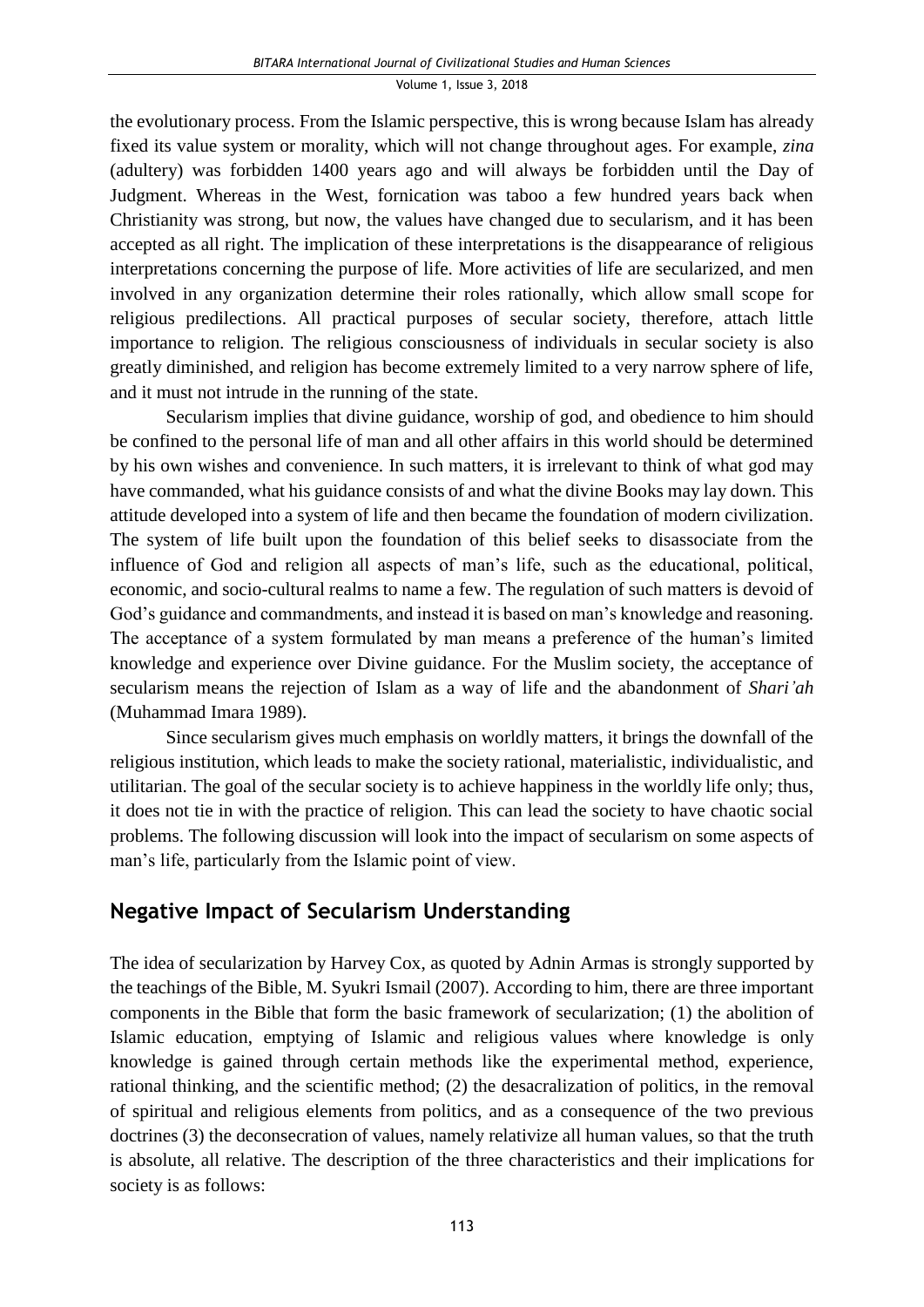the evolutionary process. From the Islamic perspective, this is wrong because Islam has already fixed its value system or morality, which will not change throughout ages. For example, *zina* (adultery) was forbidden 1400 years ago and will always be forbidden until the Day of Judgment. Whereas in the West, fornication was taboo a few hundred years back when Christianity was strong, but now, the values have changed due to secularism, and it has been accepted as all right. The implication of these interpretations is the disappearance of religious interpretations concerning the purpose of life. More activities of life are secularized, and men involved in any organization determine their roles rationally, which allow small scope for religious predilections. All practical purposes of secular society, therefore, attach little importance to religion. The religious consciousness of individuals in secular society is also greatly diminished, and religion has become extremely limited to a very narrow sphere of life, and it must not intrude in the running of the state.

Secularism implies that divine guidance, worship of god, and obedience to him should be confined to the personal life of man and all other affairs in this world should be determined by his own wishes and convenience. In such matters, it is irrelevant to think of what god may have commanded, what his guidance consists of and what the divine Books may lay down. This attitude developed into a system of life and then became the foundation of modern civilization. The system of life built upon the foundation of this belief seeks to disassociate from the influence of God and religion all aspects of man's life, such as the educational, political, economic, and socio-cultural realms to name a few. The regulation of such matters is devoid of God's guidance and commandments, and instead it is based on man's knowledge and reasoning. The acceptance of a system formulated by man means a preference of the human's limited knowledge and experience over Divine guidance. For the Muslim society, the acceptance of secularism means the rejection of Islam as a way of life and the abandonment of *Shari'ah* (Muhammad Imara 1989).

Since secularism gives much emphasis on worldly matters, it brings the downfall of the religious institution, which leads to make the society rational, materialistic, individualistic, and utilitarian. The goal of the secular society is to achieve happiness in the worldly life only; thus, it does not tie in with the practice of religion. This can lead the society to have chaotic social problems. The following discussion will look into the impact of secularism on some aspects of man's life, particularly from the Islamic point of view.

## Negative Impact of Secularism Understanding

The idea of secularization by Harvey Cox, as quoted by Adnin Armas is strongly supported by the teachings of the Bible, M. Syukri Ismail (2007). According to him, there are three important components in the Bible that form the basic framework of secularization; (1) the abolition of Islamic education, emptying of Islamic and religious values where knowledge is only knowledge is gained through certain methods like the experimental method, experience, rational thinking, and the scientific method; (2) the desacralization of politics, in the removal of spiritual and religious elements from politics, and as a consequence of the two previous doctrines (3) the deconsecration of values, namely relativize all human values, so that the truth is absolute, all relative. The description of the three characteristics and their implications for society is as follows: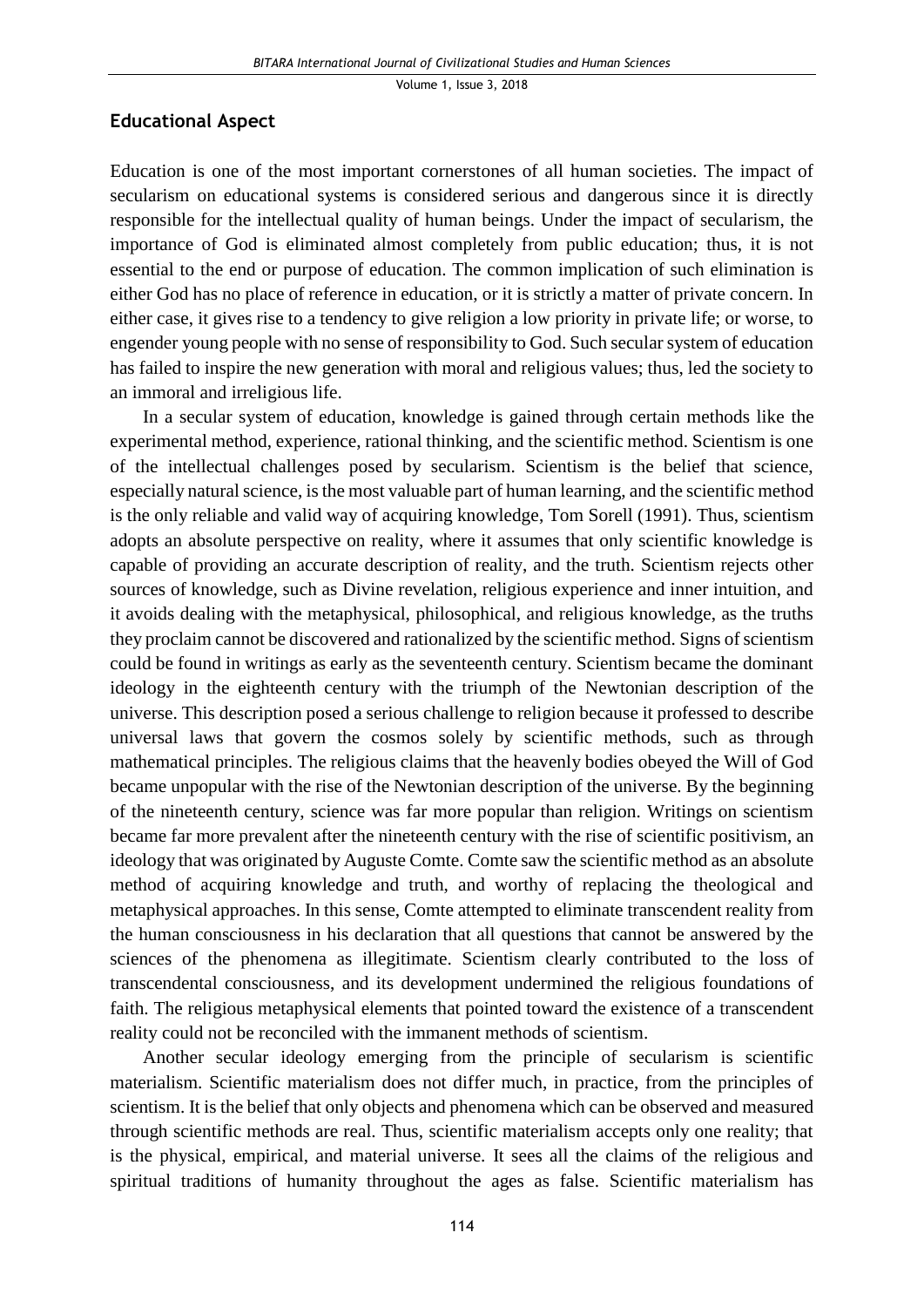## Educational Aspect

Education is one of the most important cornerstones of all human societies. The impact of secularism on educational systems is considered serious and dangerous since it is directly responsible for the intellectual quality of human beings. Under the impact of secularism, the importance of God is eliminated almost completely from public education; thus, it is not essential to the end or purpose of education. The common implication of such elimination is either God has no place of reference in education, or it is strictly a matter of private concern. In either case, it gives rise to a tendency to give religion a low priority in private life; or worse, to engender young people with no sense of responsibility to God. Such secular system of education has failed to inspire the new generation with moral and religious values; thus, led the society to an immoral and irreligious life.

In a secular system of education, knowledge is gained through certain methods like the experimental method, experience, rational thinking, and the scientific method. Scientism is one of the intellectual challenges posed by secularism. Scientism is the belief that science, especially natural science, is the most valuable part of human learning, and the scientific method is the only reliable and valid way of acquiring knowledge, Tom Sorell (1991). Thus, scientism adopts an absolute perspective on reality, where it assumes that only scientific knowledge is capable of providing an accurate description of reality, and the truth. Scientism rejects other sources of knowledge, such as Divine revelation, religious experience and inner intuition, and it avoids dealing with the metaphysical, philosophical, and religious knowledge, as the truths they proclaim cannot be discovered and rationalized by the scientific method. Signs of scientism could be found in writings as early as the seventeenth century. Scientism became the dominant ideology in the eighteenth century with the triumph of the Newtonian description of the universe. This description posed a serious challenge to religion because it professed to describe universal laws that govern the cosmos solely by scientific methods, such as through mathematical principles. The religious claims that the heavenly bodies obeyed the Will of God became unpopular with the rise of the Newtonian description of the universe. By the beginning of the nineteenth century, science was far more popular than religion. Writings on scientism became far more prevalent after the nineteenth century with the rise of scientific positivism, an ideology that was originated by Auguste Comte. Comte saw the scientific method as an absolute method of acquiring knowledge and truth, and worthy of replacing the theological and metaphysical approaches. In this sense, Comte attempted to eliminate transcendent reality from the human consciousness in his declaration that all questions that cannot be answered by the sciences of the phenomena as illegitimate. Scientism clearly contributed to the loss of transcendental consciousness, and its development undermined the religious foundations of faith. The religious metaphysical elements that pointed toward the existence of a transcendent reality could not be reconciled with the immanent methods of scientism.

Another secular ideology emerging from the principle of secularism is scientific materialism. Scientific materialism does not differ much, in practice, from the principles of scientism. It is the belief that only objects and phenomena which can be observed and measured through scientific methods are real. Thus, scientific materialism accepts only one reality; that is the physical, empirical, and material universe. It sees all the claims of the religious and spiritual traditions of humanity throughout the ages as false. Scientific materialism has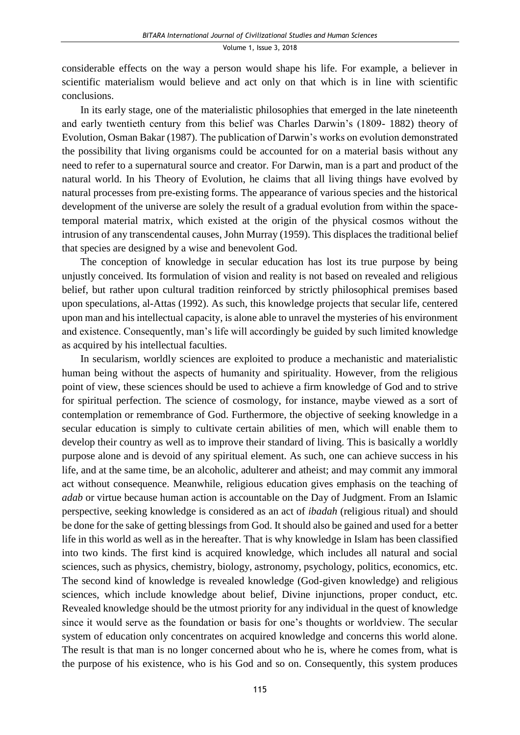considerable effects on the way a person would shape his life. For example, a believer in scientific materialism would believe and act only on that which is in line with scientific conclusions.

In its early stage, one of the materialistic philosophies that emerged in the late nineteenth and early twentieth century from this belief was Charles Darwin's (1809- 1882) theory of Evolution, Osman Bakar (1987). The publication of Darwin's works on evolution demonstrated the possibility that living organisms could be accounted for on a material basis without any need to refer to a supernatural source and creator. For Darwin, man is a part and product of the natural world. In his Theory of Evolution, he claims that all living things have evolved by natural processes from pre-existing forms. The appearance of various species and the historical development of the universe are solely the result of a gradual evolution from within the space-temporal material matrix, which existed at the origin of the physical cosmos without the intrusion of any transcendental causes, John Murray (1959). This displaces the traditional belief that species are designed by a wise and benevolent God.

The conception of knowledge in secular education has lost its true purpose by being unjustly conceived. Its formulation of vision and reality is not based on revealed and religious belief, but rather upon cultural tradition reinforced by strictly philosophical premises based upon speculations, al-Attas (1992). As such, this knowledge projects that secular life, centered upon man and his intellectual capacity, is alone able to unravel the mysteries of his environment and existence. Consequently, man's life will accordingly be guided by such limited knowledge as acquired by his intellectual faculties.

In secularism, worldly sciences are exploited to produce a mechanistic and materialistic human being without the aspects of humanity and spirituality. However, from the religious point of view, these sciences should be used to achieve a firm knowledge of God and to strive for spiritual perfection. The science of cosmology, for instance, maybe viewed as a sort of contemplation or remembrance of God. Furthermore, the objective of seeking knowledge in a secular education is simply to cultivate certain abilities of men, which will enable them to develop their country as well as to improve their standard of living. This is basically a worldly purpose alone and is devoid of any spiritual element. As such, one can achieve success in his life, and at the same time, be an alcoholic, adulterer and atheist; and may commit any immoral act without consequence. Meanwhile, religious education gives emphasis on the teaching of *adab* or virtue because human action is accountable on the Day of Judgment. From an Islamic perspective, seeking knowledge is considered as an act of *ibadah* (religious ritual) and should be done for the sake of getting blessings from God. It should also be gained and used for a better life in this world as well as in the hereafter. That is why knowledge in Islam has been classified into two kinds. The first kind is acquired knowledge, which includes all natural and social sciences, such as physics, chemistry, biology, astronomy, psychology, politics, economics, etc. The second kind of knowledge is revealed knowledge (God-given knowledge) and religious sciences, which include knowledge about belief, Divine injunctions, proper conduct, etc. Revealed knowledge should be the utmost priority for any individual in the quest of knowledge since it would serve as the foundation or basis for one's thoughts or worldview. The secular system of education only concentrates on acquired knowledge and concerns this world alone. The result is that man is no longer concerned about who he is, where he comes from, what is the purpose of his existence, who is his God and so on. Consequently, this system produces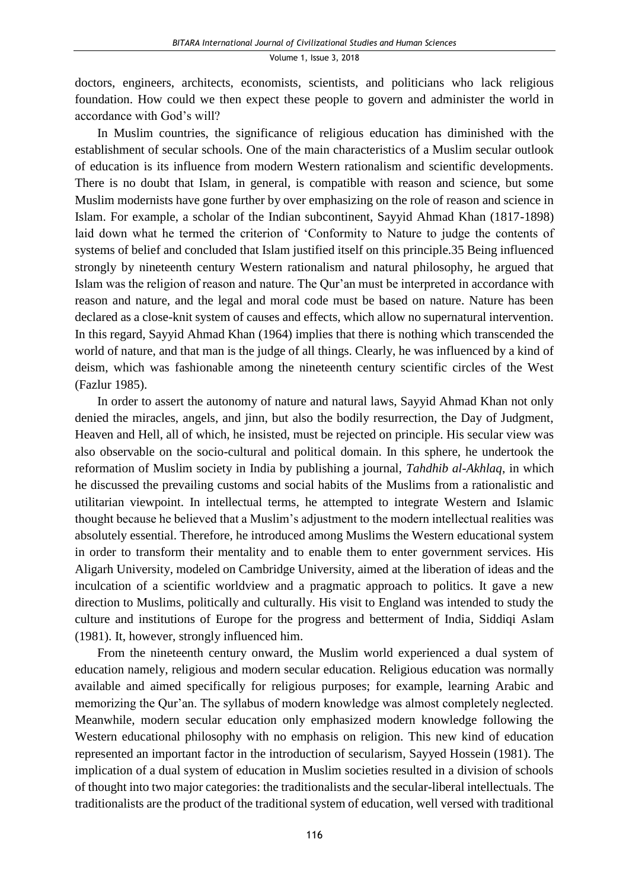doctors, engineers, architects, economists, scientists, and politicians who lack religious foundation. How could we then expect these people to govern and administer the world in accordance with God's will?

In Muslim countries, the significance of religious education has diminished with the establishment of secular schools. One of the main characteristics of a Muslim secular outlook of education is its influence from modern Western rationalism and scientific developments. There is no doubt that Islam, in general, is compatible with reason and science, but some Muslim modernists have gone further by over emphasizing on the role of reason and science in Islam. For example, a scholar of the Indian subcontinent, Sayyid Ahmad Khan (1817-1898) laid down what he termed the criterion of 'Conformity to Nature to judge the contents of systems of belief and concluded that Islam justified itself on this principle.35 Being influenced strongly by nineteenth century Western rationalism and natural philosophy, he argued that Islam was the religion of reason and nature. The Qur'an must be interpreted in accordance with reason and nature, and the legal and moral code must be based on nature. Nature has been declared as a close-knit system of causes and effects, which allow no supernatural intervention. In this regard, Sayyid Ahmad Khan (1964) implies that there is nothing which transcended the world of nature, and that man is the judge of all things. Clearly, he was influenced by a kind of deism, which was fashionable among the nineteenth century scientific circles of the West (Fazlur 1985).

In order to assert the autonomy of nature and natural laws, Sayyid Ahmad Khan not only denied the miracles, angels, and jinn, but also the bodily resurrection, the Day of Judgment, Heaven and Hell, all of which, he insisted, must be rejected on principle. His secular view was also observable on the socio-cultural and political domain. In this sphere, he undertook the reformation of Muslim society in India by publishing a journal, *Tahdhib al-Akhlaq*, in which he discussed the prevailing customs and social habits of the Muslims from a rationalistic and utilitarian viewpoint. In intellectual terms, he attempted to integrate Western and Islamic thought because he believed that a Muslim's adjustment to the modern intellectual realities was absolutely essential. Therefore, he introduced among Muslims the Western educational system in order to transform their mentality and to enable them to enter government services. His Aligarh University, modeled on Cambridge University, aimed at the liberation of ideas and the inculcation of a scientific worldview and a pragmatic approach to politics. It gave a new direction to Muslims, politically and culturally. His visit to England was intended to study the culture and institutions of Europe for the progress and betterment of India, Siddiqi Aslam (1981). It, however, strongly influenced him.

From the nineteenth century onward, the Muslim world experienced a dual system of education namely, religious and modern secular education. Religious education was normally available and aimed specifically for religious purposes; for example, learning Arabic and memorizing the Qur'an. The syllabus of modern knowledge was almost completely neglected. Meanwhile, modern secular education only emphasized modern knowledge following the Western educational philosophy with no emphasis on religion. This new kind of education represented an important factor in the introduction of secularism, Sayyed Hossein (1981). The implication of a dual system of education in Muslim societies resulted in a division of schools of thought into two major categories: the traditionalists and the secular-liberal intellectuals. The traditionalists are the product of the traditional system of education, well versed with traditional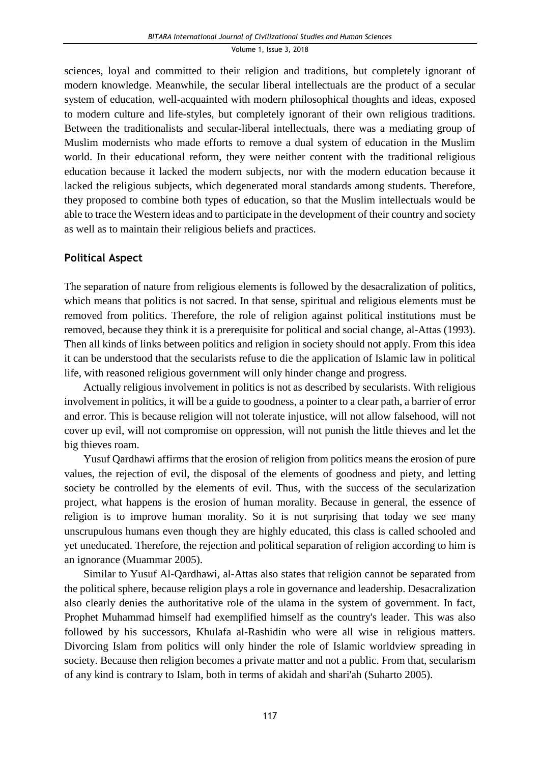sciences, loyal and committed to their religion and traditions, but completely ignorant of modern knowledge. Meanwhile, the secular liberal intellectuals are the product of a secular system of education, well-acquainted with modern philosophical thoughts and ideas, exposed to modern culture and life-styles, but completely ignorant of their own religious traditions. Between the traditionalists and secular-liberal intellectuals, there was a mediating group of Muslim modernists who made efforts to remove a dual system of education in the Muslim world. In their educational reform, they were neither content with the traditional religious education because it lacked the modern subjects, nor with the modern education because it lacked the religious subjects, which degenerated moral standards among students. Therefore, they proposed to combine both types of education, so that the Muslim intellectuals would be able to trace the Western ideas and to participate in the development of their country and society as well as to maintain their religious beliefs and practices.

## Political Aspect

The separation of nature from religious elements is followed by the desacralization of politics, which means that politics is not sacred. In that sense, spiritual and religious elements must be removed from politics. Therefore, the role of religion against political institutions must be removed, because they think it is a prerequisite for political and social change, al-Attas (1993). Then all kinds of links between politics and religion in society should not apply. From this idea it can be understood that the secularists refuse to die the application of Islamic law in political life, with reasoned religious government will only hinder change and progress.

Actually religious involvement in politics is not as described by secularists. With religious involvement in politics, it will be a guide to goodness, a pointer to a clear path, a barrier of error and error. This is because religion will not tolerate injustice, will not allow falsehood, will not cover up evil, will not compromise on oppression, will not punish the little thieves and let the big thieves roam.

Yusuf Qardhawi affirms that the erosion of religion from politics means the erosion of pure values, the rejection of evil, the disposal of the elements of goodness and piety, and letting society be controlled by the elements of evil. Thus, with the success of the secularization project, what happens is the erosion of human morality. Because in general, the essence of religion is to improve human morality. So it is not surprising that today we see many unscrupulous humans even though they are highly educated, this class is called schooled and yet uneducated. Therefore, the rejection and political separation of religion according to him is an ignorance (Muammar 2005).

Similar to Yusuf Al-Qardhawi, al-Attas also states that religion cannot be separated from the political sphere, because religion plays a role in governance and leadership. Desacralization also clearly denies the authoritative role of the ulama in the system of government. In fact, Prophet Muhammad himself had exemplified himself as the country's leader. This was also followed by his successors, Khulafa al-Rashidin who were all wise in religious matters. Divorcing Islam from politics will only hinder the role of Islamic worldview spreading in society. Because then religion becomes a private matter and not a public. From that, secularism of any kind is contrary to Islam, both in terms of akidah and shari'ah (Suharto 2005).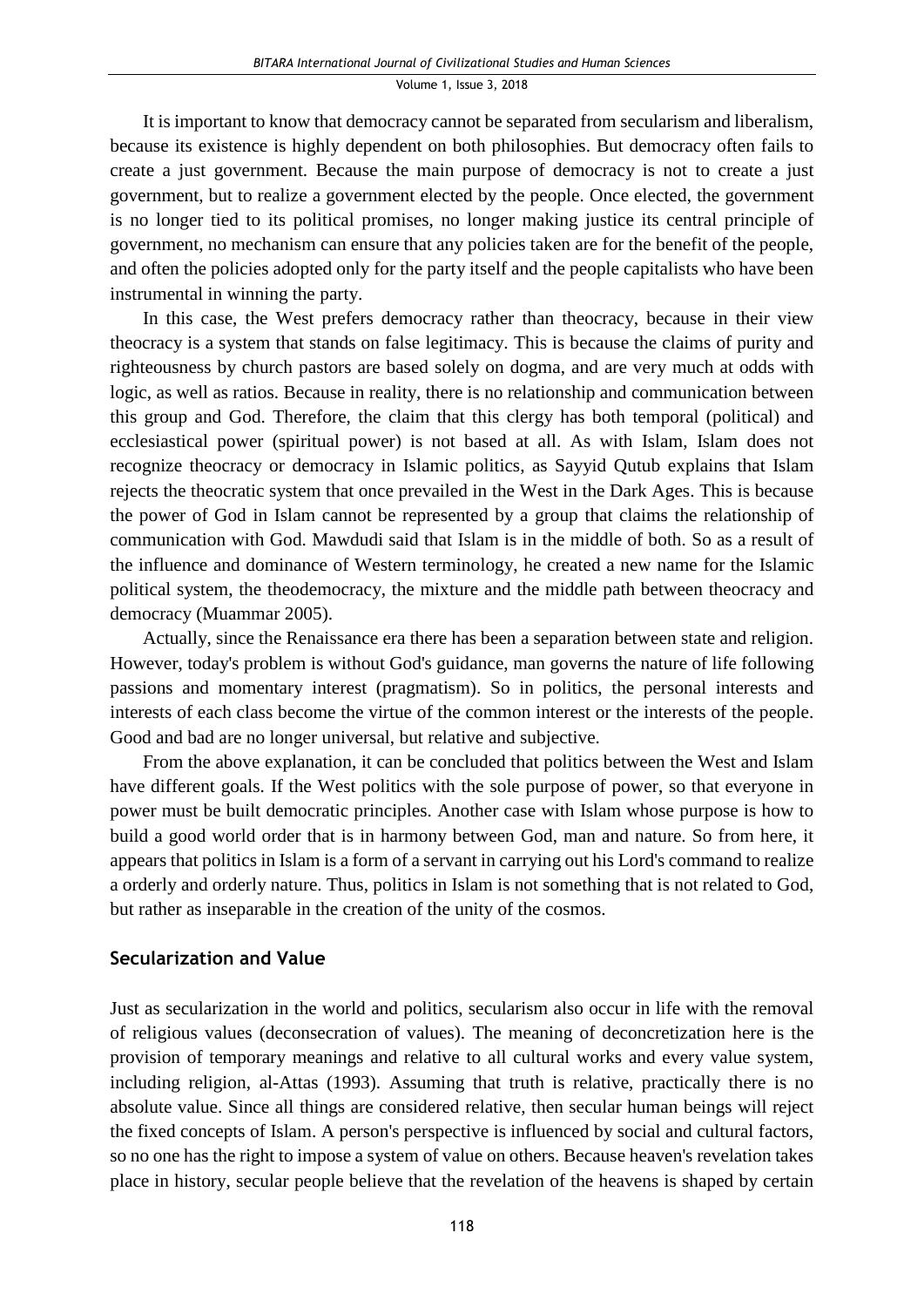It is important to know that democracy cannot be separated from secularism and liberalism, because its existence is highly dependent on both philosophies. But democracy often fails to create a just government. Because the main purpose of democracy is not to create a just government, but to realize a government elected by the people. Once elected, the government is no longer tied to its political promises, no longer making justice its central principle of government, no mechanism can ensure that any policies taken are for the benefit of the people, and often the policies adopted only for the party itself and the people capitalists who have been instrumental in winning the party.

In this case, the West prefers democracy rather than theocracy, because in their view theocracy is a system that stands on false legitimacy. This is because the claims of purity and righteousness by church pastors are based solely on dogma, and are very much at odds with logic, as well as ratios. Because in reality, there is no relationship and communication between this group and God. Therefore, the claim that this clergy has both temporal (political) and ecclesiastical power (spiritual power) is not based at all. As with Islam, Islam does not recognize theocracy or democracy in Islamic politics, as Sayyid Qutub explains that Islam rejects the theocratic system that once prevailed in the West in the Dark Ages. This is because the power of God in Islam cannot be represented by a group that claims the relationship of communication with God. Mawdudi said that Islam is in the middle of both. So as a result of the influence and dominance of Western terminology, he created a new name for the Islamic political system, the theodemocracy, the mixture and the middle path between theocracy and democracy (Muammar 2005).

Actually, since the Renaissance era there has been a separation between state and religion. However, today's problem is without God's guidance, man governs the nature of life following passions and momentary interest (pragmatism). So in politics, the personal interests and interests of each class become the virtue of the common interest or the interests of the people. Good and bad are no longer universal, but relative and subjective.

From the above explanation, it can be concluded that politics between the West and Islam have different goals. If the West politics with the sole purpose of power, so that everyone in power must be built democratic principles. Another case with Islam whose purpose is how to build a good world order that is in harmony between God, man and nature. So from here, it appears that politics in Islam is a form of a servant in carrying out his Lord's command to realize a orderly and orderly nature. Thus, politics in Islam is not something that is not related to God, but rather as inseparable in the creation of the unity of the cosmos.

## Secularization and Value

Just as secularization in the world and politics, secularism also occur in life with the removal of religious values (deconsecration of values). The meaning of deconcretization here is the provision of temporary meanings and relative to all cultural works and every value system, including religion, al-Attas (1993). Assuming that truth is relative, practically there is no absolute value. Since all things are considered relative, then secular human beings will reject the fixed concepts of Islam. A person's perspective is influenced by social and cultural factors, so no one has the right to impose a system of value on others. Because heaven's revelation takes place in history, secular people believe that the revelation of the heavens is shaped by certain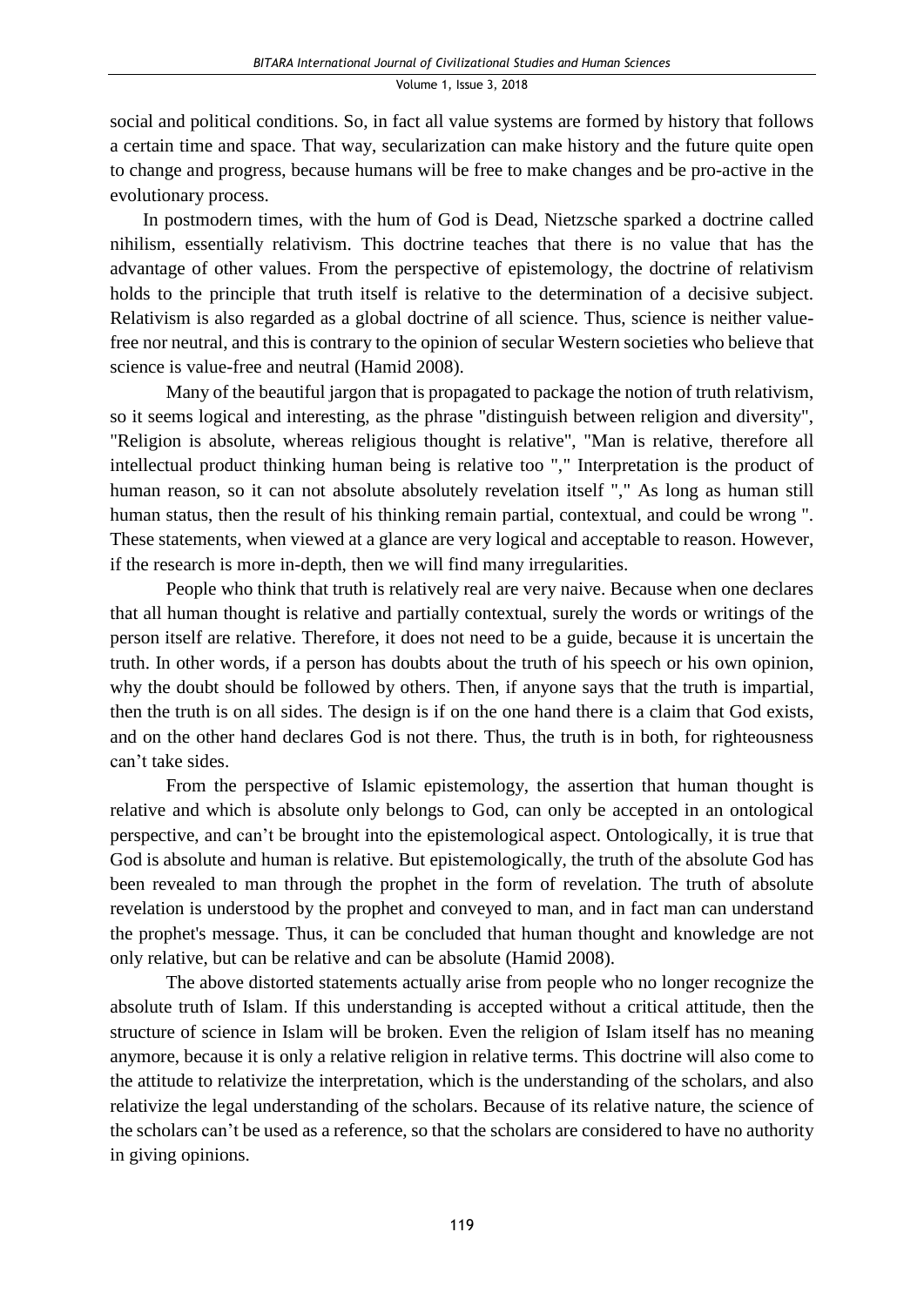social and political conditions. So, in fact all value systems are formed by history that follows a certain time and space. That way, secularization can make history and the future quite open to change and progress, because humans will be free to make changes and be pro-active in the evolutionary process.

In postmodern times, with the hum of God is Dead, Nietzsche sparked a doctrine called nihilism, essentially relativism. This doctrine teaches that there is no value that has the advantage of other values. From the perspective of epistemology, the doctrine of relativism holds to the principle that truth itself is relative to the determination of a decisive subject. Relativism is also regarded as a global doctrine of all science. Thus, science is neither value-free nor neutral, and this is contrary to the opinion of secular Western societies who believe that science is value-free and neutral (Hamid 2008).

Many of the beautiful jargon that is propagated to package the notion of truth relativism, so it seems logical and interesting, as the phrase "distinguish between religion and diversity", "Religion is absolute, whereas religious thought is relative", "Man is relative, therefore all intellectual product thinking human being is relative too "," Interpretation is the product of human reason, so it can not absolute absolutely revelation itself "," As long as human still human status, then the result of his thinking remain partial, contextual, and could be wrong ". These statements, when viewed at a glance are very logical and acceptable to reason. However, if the research is more in-depth, then we will find many irregularities.

People who think that truth is relatively real are very naive. Because when one declares that all human thought is relative and partially contextual, surely the words or writings of the person itself are relative. Therefore, it does not need to be a guide, because it is uncertain the truth. In other words, if a person has doubts about the truth of his speech or his own opinion, why the doubt should be followed by others. Then, if anyone says that the truth is impartial, then the truth is on all sides. The design is if on the one hand there is a claim that God exists, and on the other hand declares God is not there. Thus, the truth is in both, for righteousness can't take sides.

From the perspective of Islamic epistemology, the assertion that human thought is relative and which is absolute only belongs to God, can only be accepted in an ontological perspective, and can't be brought into the epistemological aspect. Ontologically, it is true that God is absolute and human is relative. But epistemologically, the truth of the absolute God has been revealed to man through the prophet in the form of revelation. The truth of absolute revelation is understood by the prophet and conveyed to man, and in fact man can understand the prophet's message. Thus, it can be concluded that human thought and knowledge are not only relative, but can be relative and can be absolute (Hamid 2008).

The above distorted statements actually arise from people who no longer recognize the absolute truth of Islam. If this understanding is accepted without a critical attitude, then the structure of science in Islam will be broken. Even the religion of Islam itself has no meaning anymore, because it is only a relative religion in relative terms. This doctrine will also come to the attitude to relativize the interpretation, which is the understanding of the scholars, and also relativize the legal understanding of the scholars. Because of its relative nature, the science of the scholars can't be used as a reference, so that the scholars are considered to have no authority in giving opinions.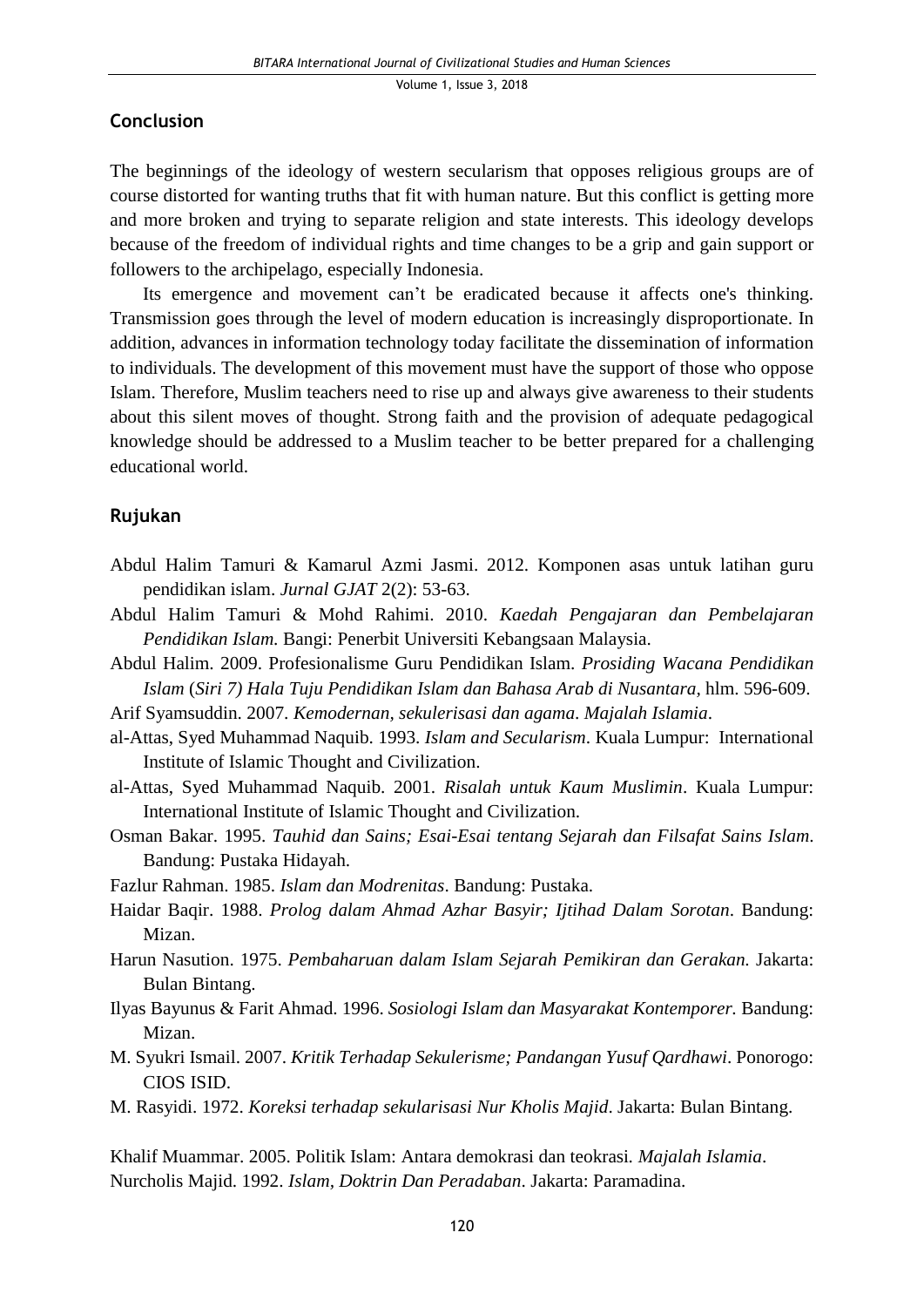## Conclusion

The beginnings of the ideology of western secularism that opposes religious groups are of course distorted for wanting truths that fit with human nature. But this conflict is getting more and more broken and trying to separate religion and state interests. This ideology develops because of the freedom of individual rights and time changes to be a grip and gain support or followers to the archipelago, especially Indonesia.

Its emergence and movement can't be eradicated because it affects one's thinking. Transmission goes through the level of modern education is increasingly disproportionate. In addition, advances in information technology today facilitate the dissemination of information to individuals. The development of this movement must have the support of those who oppose Islam. Therefore, Muslim teachers need to rise up and always give awareness to their students about this silent moves of thought. Strong faith and the provision of adequate pedagogical knowledge should be addressed to a Muslim teacher to be better prepared for a challenging educational world.

## Rujukan

Abdul Halim Tamuri & Kamarul Azmi Jasmi. 2012. Komponen asas untuk latihan guru pendidikan islam. *Jurnal GJAT* 2(2): 53-63.

Abdul Halim Tamuri & Mohd Rahimi. 2010. *Kaedah Pengajaran dan Pembelajaran Pendidikan Islam.* Bangi: Penerbit Universiti Kebangsaan Malaysia.

Abdul Halim. 2009. Profesionalisme Guru Pendidikan Islam. *Prosiding Wacana Pendidikan Islam* (*Siri 7) Hala Tuju Pendidikan Islam dan Bahasa Arab di Nusantara*, hlm. 596-609.

Arif Syamsuddin. 2007. *Kemodernan, sekulerisasi dan agama*. *Majalah Islamia*.

al-Attas, Syed Muhammad Naquib. 1993. *Islam and Secularism*. Kuala Lumpur: International Institute of Islamic Thought and Civilization.

al-Attas, Syed Muhammad Naquib. 2001. *Risalah untuk Kaum Muslimin*. Kuala Lumpur: International Institute of Islamic Thought and Civilization.

Osman Bakar. 1995. *Tauhid dan Sains; Esai-Esai tentang Sejarah dan Filsafat Sains Islam*. Bandung: Pustaka Hidayah.

Fazlur Rahman. 1985. *Islam dan Modrenitas*. Bandung: Pustaka.

Haidar Baqir. 1988. *Prolog dalam Ahmad Azhar Basyir; Ijtihad Dalam Sorotan*. Bandung: Mizan.

Harun Nasution. 1975. *Pembaharuan dalam Islam Sejarah Pemikiran dan Gerakan.* Jakarta: Bulan Bintang.

Ilyas Bayunus & Farit Ahmad. 1996. *Sosiologi Islam dan Masyarakat Kontemporer.* Bandung: Mizan.

M. Syukri Ismail. 2007. *Kritik Terhadap Sekulerisme; Pandangan Yusuf Qardhawi*. Ponorogo: CIOS ISID.

M. Rasyidi. 1972. *Koreksi terhadap sekularisasi Nur Kholis Majid*. Jakarta: Bulan Bintang.

Khalif Muammar. 2005. Politik Islam: Antara demokrasi dan teokrasi. *Majalah Islamia*.

Nurcholis Majid. 1992. *Islam, Doktrin Dan Peradaban*. Jakarta: Paramadina.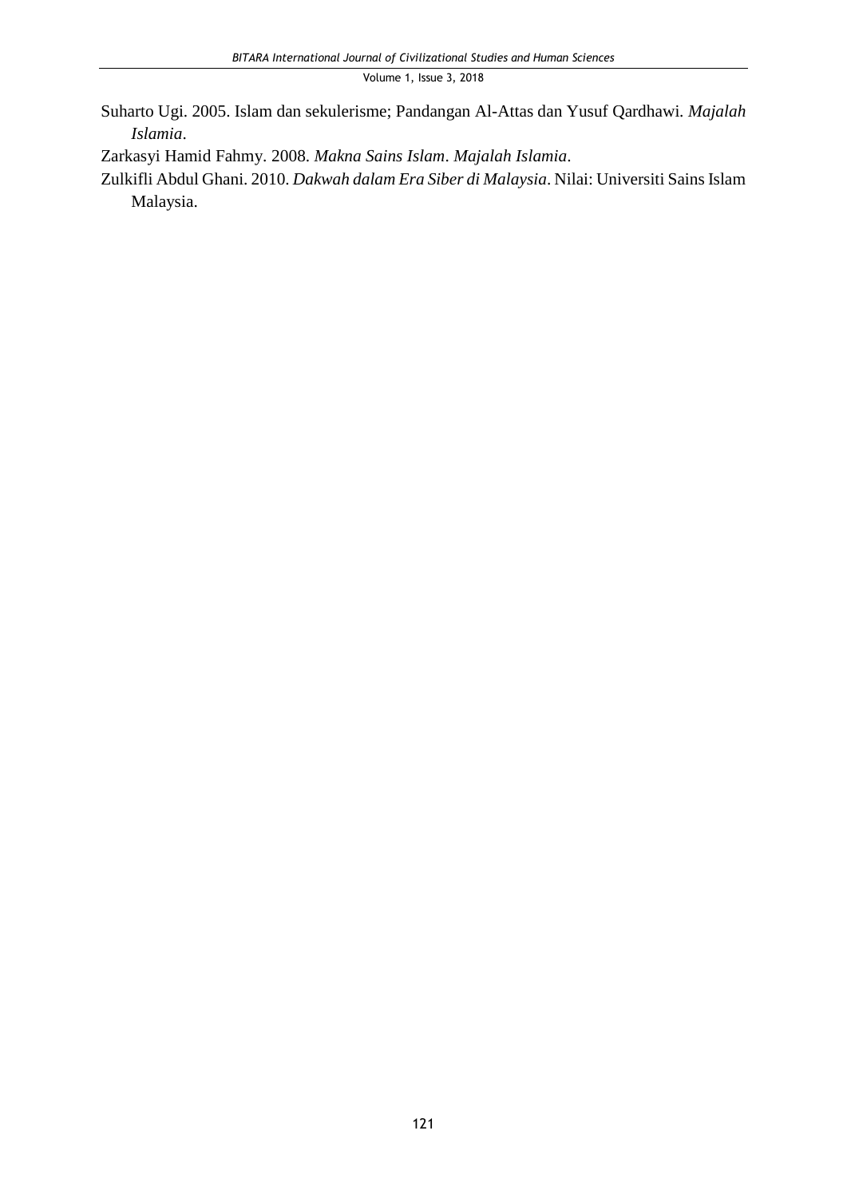Suharto Ugi. 2005. Islam dan sekulerisme; Pandangan Al-Attas dan Yusuf Qardhawi. *Majalah Islamia*.

Zarkasyi Hamid Fahmy. 2008. *Makna Sains Islam*. *Majalah Islamia*.

Zulkifli Abdul Ghani. 2010. *Dakwah dalam Era Siber di Malaysia*. Nilai: Universiti Sains Islam Malaysia.